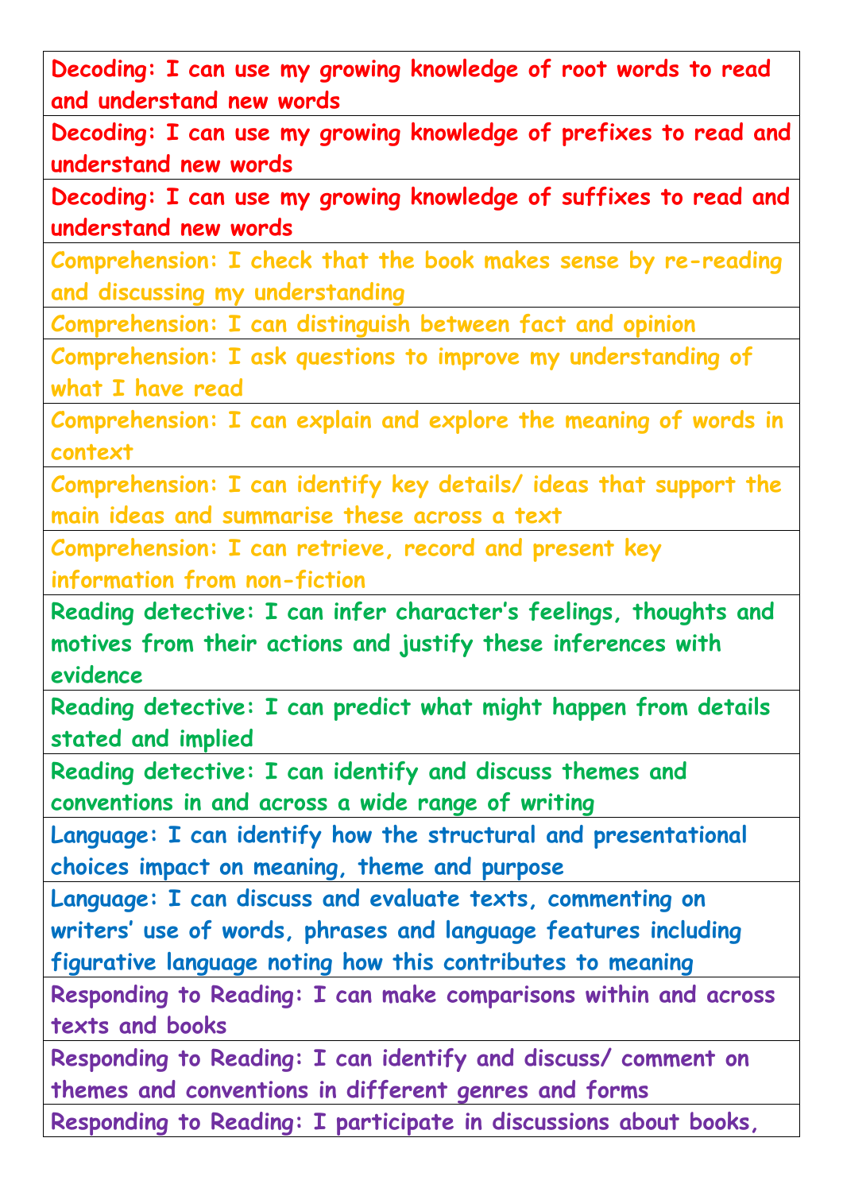| |
|---|
| Decoding: I can use my growing knowledge of root words to read and understand new words |
| Decoding: I can use my growing knowledge of prefixes to read and understand new words |
| Decoding: I can use my growing knowledge of suffixes to read and understand new words |
| Comprehension: I check that the book makes sense by re-reading and discussing my understanding |
| Comprehension: I can distinguish between fact and opinion |
| Comprehension: I ask questions to improve my understanding of what I have read |
| Comprehension: I can explain and explore the meaning of words in context |
| Comprehension: I can identify key details/ ideas that support the main ideas and summarise these across a text |
| Comprehension: I can retrieve, record and present key information from non-fiction |
| Reading detective: I can infer character's feelings, thoughts and motives from their actions and justify these inferences with evidence |
| Reading detective: I can predict what might happen from details stated and implied |
| Reading detective: I can identify and discuss themes and conventions in and across a wide range of writing |
| Language: I can identify how the structural and presentational choices impact on meaning, theme and purpose |
| Language: I can discuss and evaluate texts, commenting on writers' use of words, phrases and language features including figurative language noting how this contributes to meaning |
| Responding to Reading: I can make comparisons within and across texts and books |
| Responding to Reading: I can identify and discuss/ comment on themes and conventions in different genres and forms |
| Responding to Reading: I participate in discussions about books, |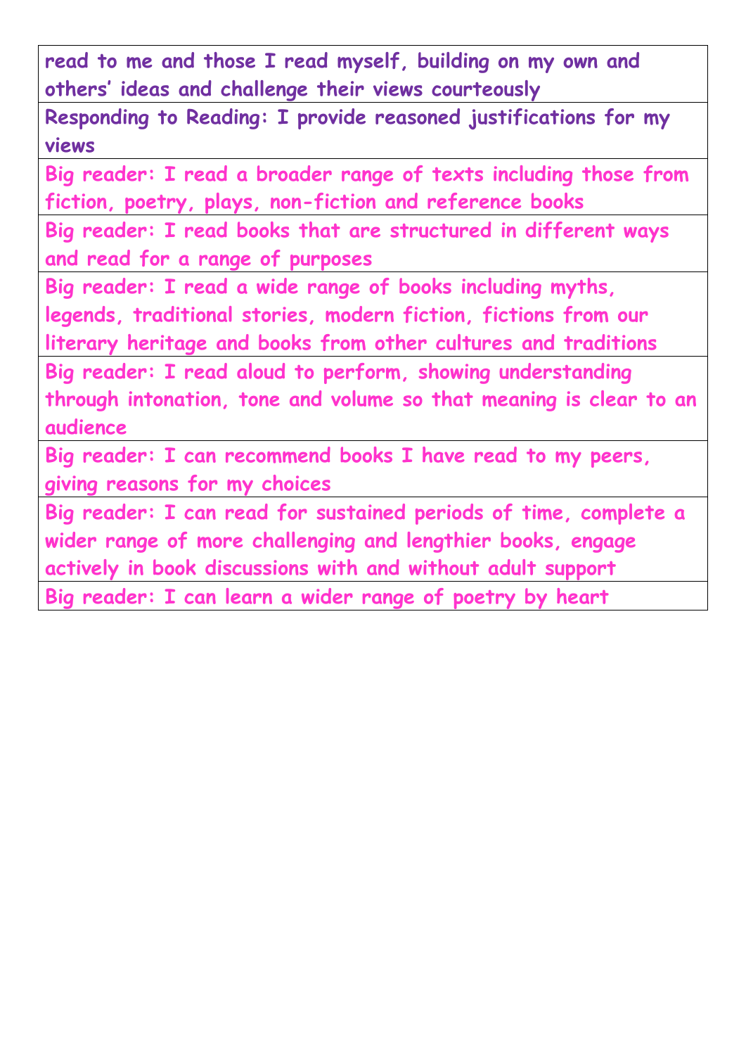| |
|---|
| **read to me and those I read myself, building on my own and others' ideas and challenge their views courteously** |
| **Responding to Reading: I provide reasoned justifications for my views** |
| **Big reader: I read a broader range of texts including those from fiction, poetry, plays, non-fiction and reference books** |
| **Big reader: I read books that are structured in different ways and read for a range of purposes** |
| **Big reader: I read a wide range of books including myths, legends, traditional stories, modern fiction, fictions from our literary heritage and books from other cultures and traditions** |
| **Big reader: I read aloud to perform, showing understanding through intonation, tone and volume so that meaning is clear to an audience** |
| **Big reader: I can recommend books I have read to my peers, giving reasons for my choices** |
| **Big reader: I can read for sustained periods of time, complete a wider range of more challenging and lengthier books, engage actively in book discussions with and without adult support** |
| **Big reader: I can learn a wider range of poetry by heart** |